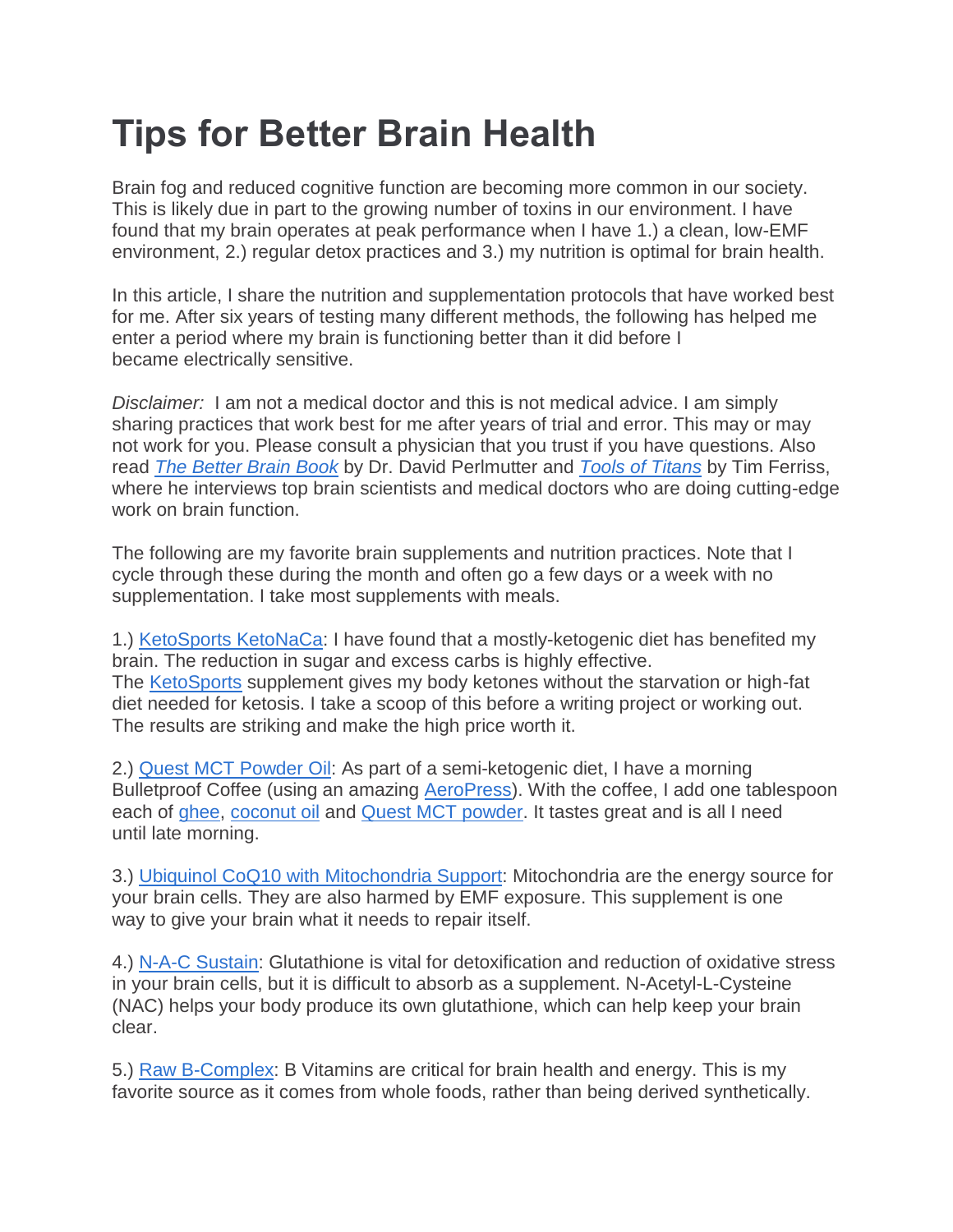# Tips for Better Brain Health

Brain fog and reduced cognitive function are becoming more common in our society. This is likely due in part to the growing number of toxins in our environment. I have found that my brain operates at peak performance when I have 1.) a clean, low-EMF environment, 2.) regular detox practices and 3.) my nutrition is optimal for brain health.

In this article, I share the nutrition and supplementation protocols that have worked best for me. After six years of testing many different methods, the following has helped me enter a period where my brain is functioning better than it did before I became electrically sensitive.

*Disclaimer:* I am not a medical doctor and this is not medical advice. I am simply sharing practices that work best for me after years of trial and error. This may or may not work for you. Please consult a physician that you trust if you have questions. Also read *The Better Brain Book* by Dr. David Perlmutter and *Tools of Titans* by Tim Ferriss, where he interviews top brain scientists and medical doctors who are doing cutting-edge work on brain function.

The following are my favorite brain supplements and nutrition practices. Note that I cycle through these during the month and often go a few days or a week with no supplementation. I take most supplements with meals.

1.) KetoSports KetoNaCa: I have found that a mostly-ketogenic diet has benefited my brain. The reduction in sugar and excess carbs is highly effective. The KetoSports supplement gives my body ketones without the starvation or high-fat diet needed for ketosis. I take a scoop of this before a writing project or working out. The results are striking and make the high price worth it.

2.) Quest MCT Powder Oil: As part of a semi-ketogenic diet, I have a morning Bulletproof Coffee (using an amazing AeroPress). With the coffee, I add one tablespoon each of ghee, coconut oil and Quest MCT powder. It tastes great and is all I need until late morning.

3.) Ubiquinol CoQ10 with Mitochondria Support: Mitochondria are the energy source for your brain cells. They are also harmed by EMF exposure. This supplement is one way to give your brain what it needs to repair itself.

4.) N-A-C Sustain: Glutathione is vital for detoxification and reduction of oxidative stress in your brain cells, but it is difficult to absorb as a supplement. N-Acetyl-L-Cysteine (NAC) helps your body produce its own glutathione, which can help keep your brain clear.

5.) Raw B-Complex: B Vitamins are critical for brain health and energy. This is my favorite source as it comes from whole foods, rather than being derived synthetically.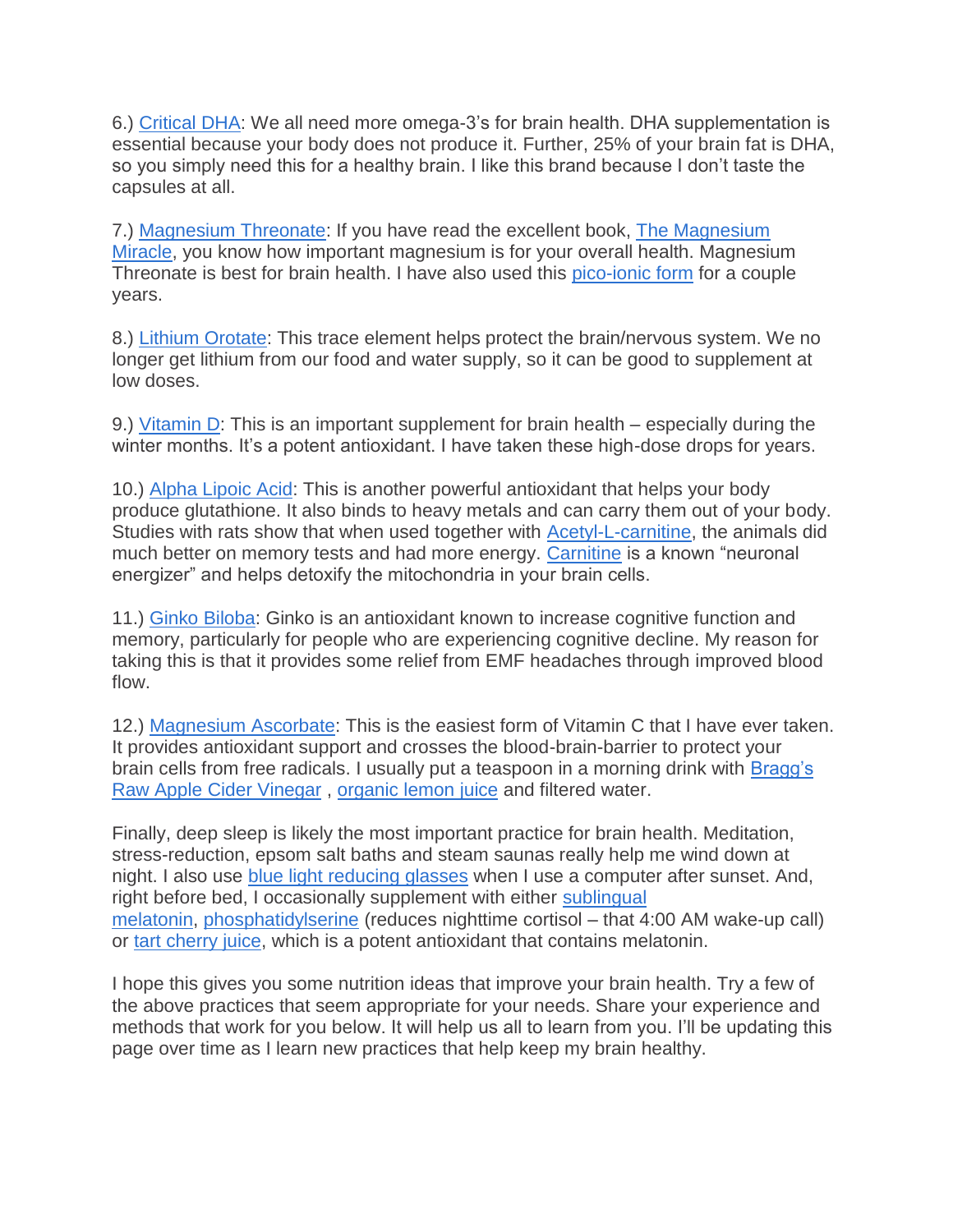6.) Critical DHA: We all need more omega-3's for brain health. DHA supplementation is essential because your body does not produce it. Further, 25% of your brain fat is DHA, so you simply need this for a healthy brain. I like this brand because I don't taste the capsules at all.

7.) Magnesium Threonate: If you have read the excellent book, The Magnesium Miracle, you know how important magnesium is for your overall health. Magnesium Threonate is best for brain health. I have also used this pico-ionic form for a couple years.

8.) Lithium Orotate: This trace element helps protect the brain/nervous system. We no longer get lithium from our food and water supply, so it can be good to supplement at low doses.

9.) Vitamin D: This is an important supplement for brain health – especially during the winter months. It's a potent antioxidant. I have taken these high-dose drops for years.

10.) Alpha Lipoic Acid: This is another powerful antioxidant that helps your body produce glutathione. It also binds to heavy metals and can carry them out of your body. Studies with rats show that when used together with Acetyl-L-carnitine, the animals did much better on memory tests and had more energy. Carnitine is a known "neuronal energizer" and helps detoxify the mitochondria in your brain cells.

11.) Ginko Biloba: Ginko is an antioxidant known to increase cognitive function and memory, particularly for people who are experiencing cognitive decline. My reason for taking this is that it provides some relief from EMF headaches through improved blood flow.

12.) Magnesium Ascorbate: This is the easiest form of Vitamin C that I have ever taken. It provides antioxidant support and crosses the blood-brain-barrier to protect your brain cells from free radicals. I usually put a teaspoon in a morning drink with Bragg's Raw Apple Cider Vinegar , organic lemon juice and filtered water.

Finally, deep sleep is likely the most important practice for brain health. Meditation, stress-reduction, epsom salt baths and steam saunas really help me wind down at night. I also use blue light reducing glasses when I use a computer after sunset. And, right before bed, I occasionally supplement with either sublingual melatonin, phosphatidylserine (reduces nighttime cortisol – that 4:00 AM wake-up call) or tart cherry juice, which is a potent antioxidant that contains melatonin.

I hope this gives you some nutrition ideas that improve your brain health. Try a few of the above practices that seem appropriate for your needs. Share your experience and methods that work for you below. It will help us all to learn from you. I'll be updating this page over time as I learn new practices that help keep my brain healthy.